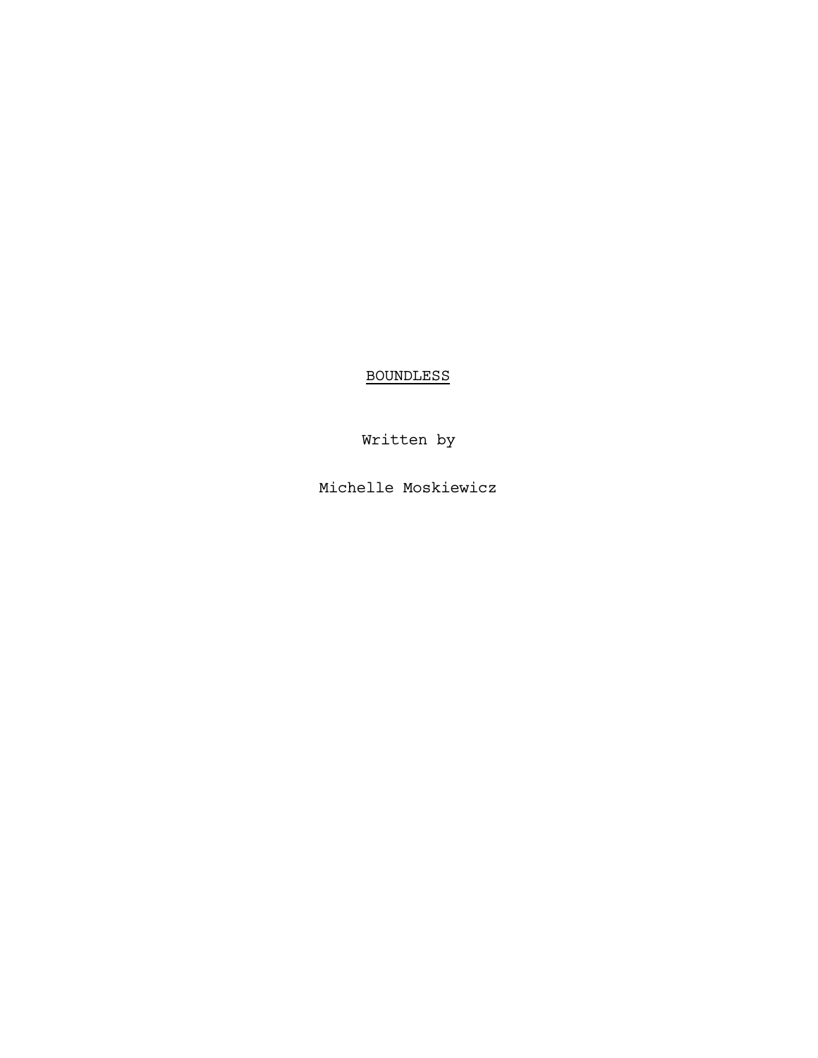<u>BOUNDLESS</u>

Written by

Michelle Moskiewicz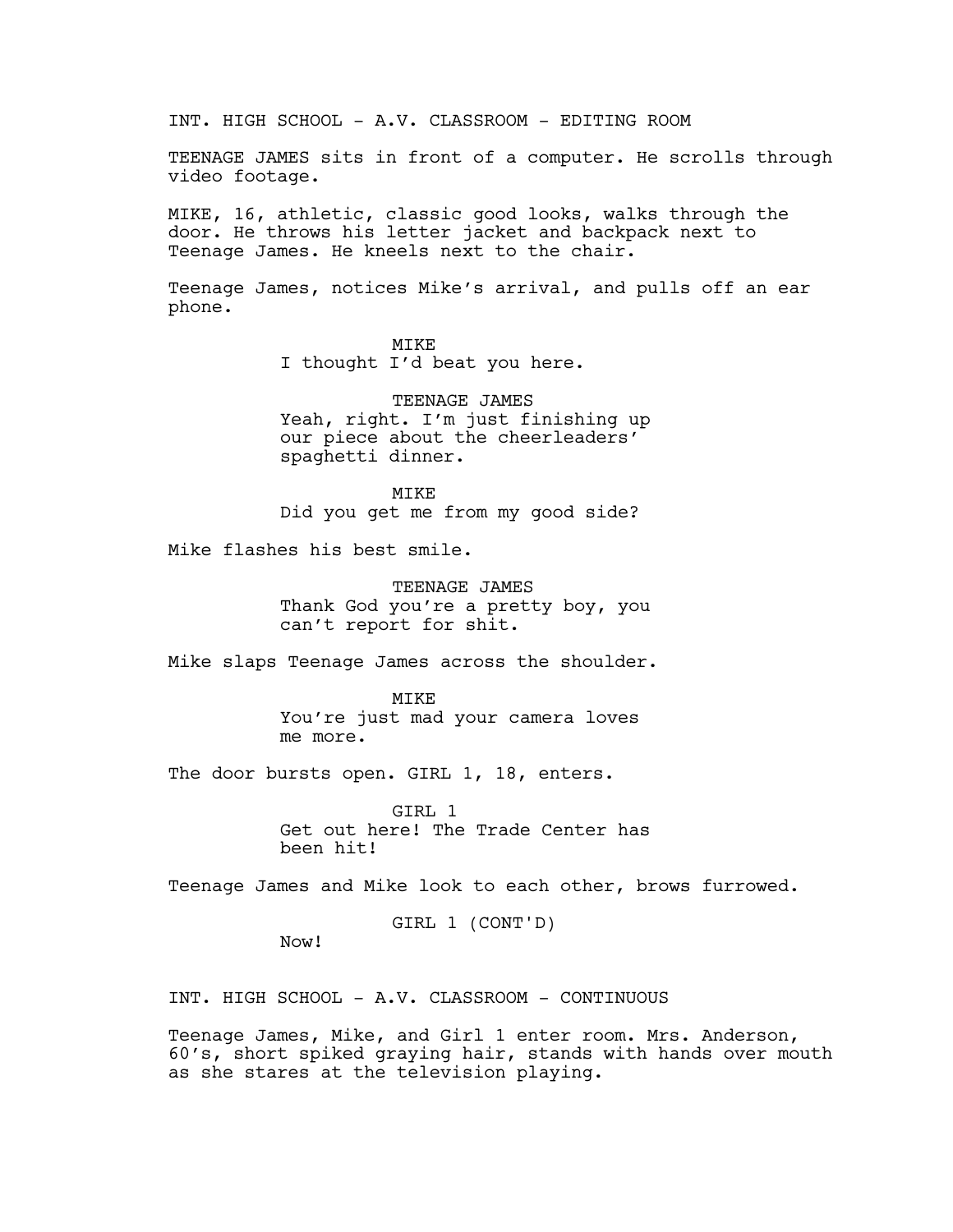INT. HIGH SCHOOL - A.V. CLASSROOM - EDITING ROOM

TEENAGE JAMES sits in front of a computer. He scrolls through video footage.

MIKE, 16, athletic, classic good looks, walks through the door. He throws his letter jacket and backpack next to Teenage James. He kneels next to the chair.

Teenage James, notices Mike's arrival, and pulls off an ear phone.

MIKE
I thought I'd beat you here.

TEENAGE JAMES
Yeah, right. I'm just finishing up our piece about the cheerleaders' spaghetti dinner.

MIKE
Did you get me from my good side?

Mike flashes his best smile.

TEENAGE JAMES
Thank God you're a pretty boy, you can't report for shit.

Mike slaps Teenage James across the shoulder.

MIKE
You're just mad your camera loves me more.

The door bursts open. GIRL 1, 18, enters.

GIRL 1
Get out here! The Trade Center has been hit!

Teenage James and Mike look to each other, brows furrowed.

GIRL 1 (CONT'D)
Now!

INT. HIGH SCHOOL - A.V. CLASSROOM - CONTINUOUS

Teenage James, Mike, and Girl 1 enter room. Mrs. Anderson, 60's, short spiked graying hair, stands with hands over mouth as she stares at the television playing.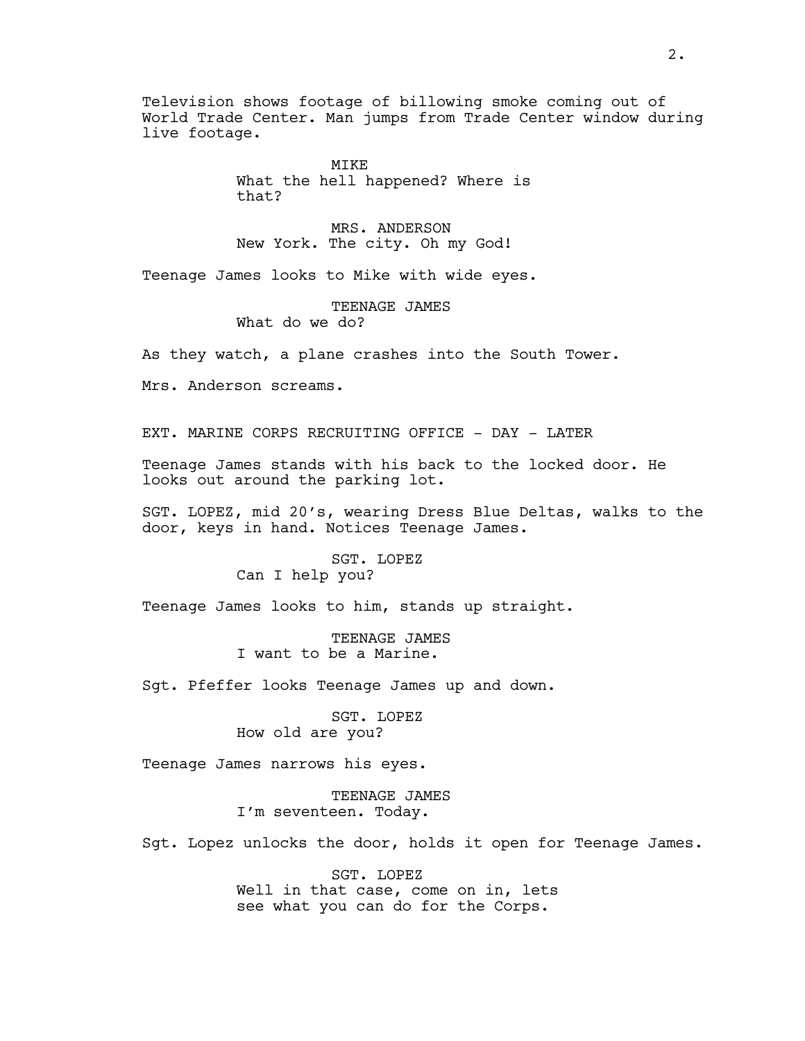Television shows footage of billowing smoke coming out of World Trade Center. Man jumps from Trade Center window during live footage.

MIKE
What the hell happened? Where is that?

MRS. ANDERSON
New York. The city. Oh my God!

Teenage James looks to Mike with wide eyes.

TEENAGE JAMES
What do we do?

As they watch, a plane crashes into the South Tower.

Mrs. Anderson screams.

EXT. MARINE CORPS RECRUITING OFFICE - DAY - LATER

Teenage James stands with his back to the locked door. He looks out around the parking lot.

SGT. LOPEZ, mid 20's, wearing Dress Blue Deltas, walks to the door, keys in hand. Notices Teenage James.

SGT. LOPEZ
Can I help you?

Teenage James looks to him, stands up straight.

TEENAGE JAMES
I want to be a Marine.

Sgt. Pfeffer looks Teenage James up and down.

SGT. LOPEZ
How old are you?

Teenage James narrows his eyes.

TEENAGE JAMES
I'm seventeen. Today.

Sgt. Lopez unlocks the door, holds it open for Teenage James.

SGT. LOPEZ
Well in that case, come on in, lets see what you can do for the Corps.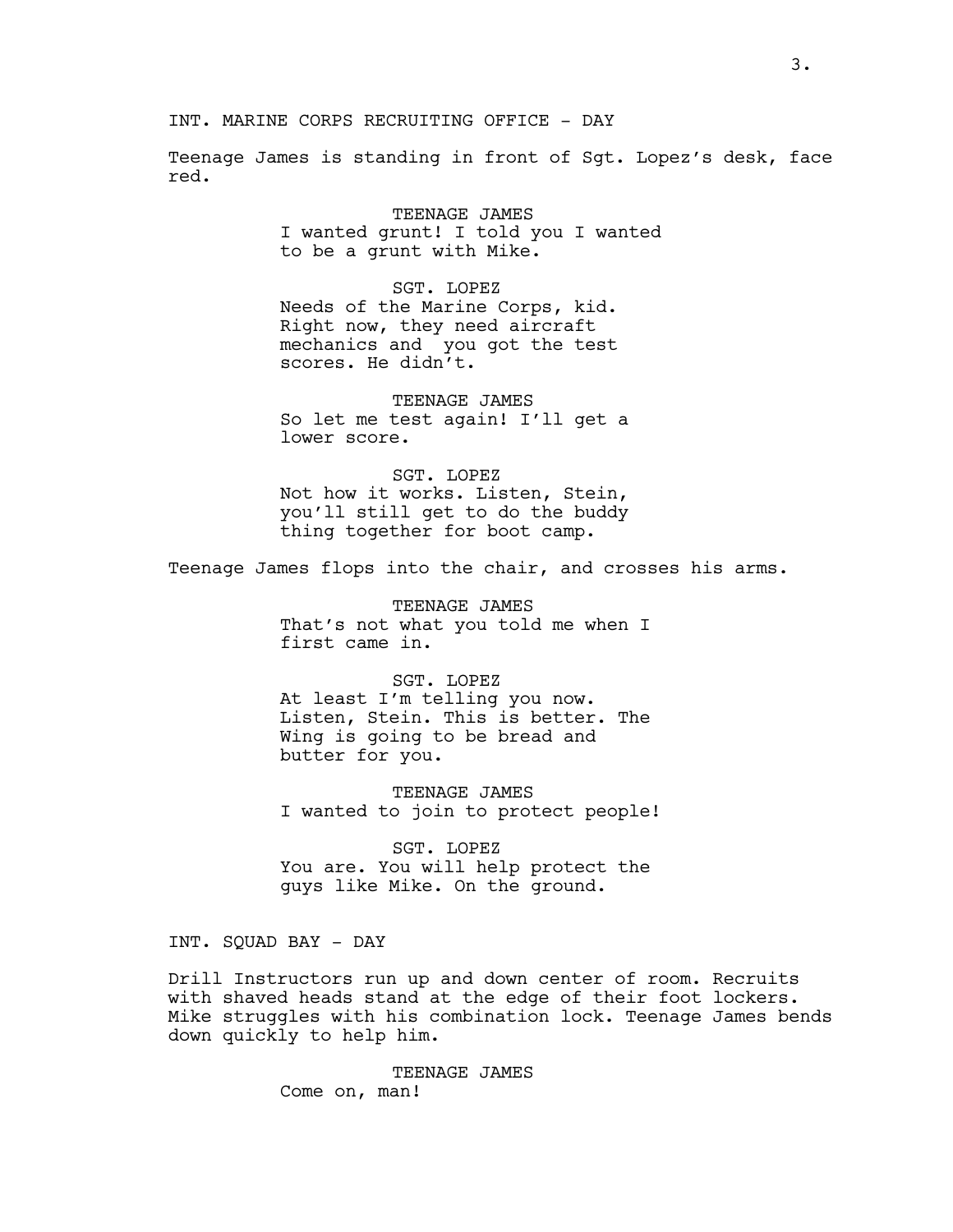INT. MARINE CORPS RECRUITING OFFICE - DAY

Teenage James is standing in front of Sgt. Lopez's desk, face red.

TEENAGE JAMES
I wanted grunt! I told you I wanted to be a grunt with Mike.

SGT. LOPEZ
Needs of the Marine Corps, kid. Right now, they need aircraft mechanics and you got the test scores. He didn't.

TEENAGE JAMES
So let me test again! I'll get a lower score.

SGT. LOPEZ
Not how it works. Listen, Stein, you'll still get to do the buddy thing together for boot camp.

Teenage James flops into the chair, and crosses his arms.

TEENAGE JAMES
That's not what you told me when I first came in.

SGT. LOPEZ
At least I'm telling you now. Listen, Stein. This is better. The Wing is going to be bread and butter for you.

TEENAGE JAMES
I wanted to join to protect people!

SGT. LOPEZ
You are. You will help protect the guys like Mike. On the ground.

INT. SQUAD BAY - DAY

Drill Instructors run up and down center of room. Recruits with shaved heads stand at the edge of their foot lockers. Mike struggles with his combination lock. Teenage James bends down quickly to help him.

TEENAGE JAMES
Come on, man!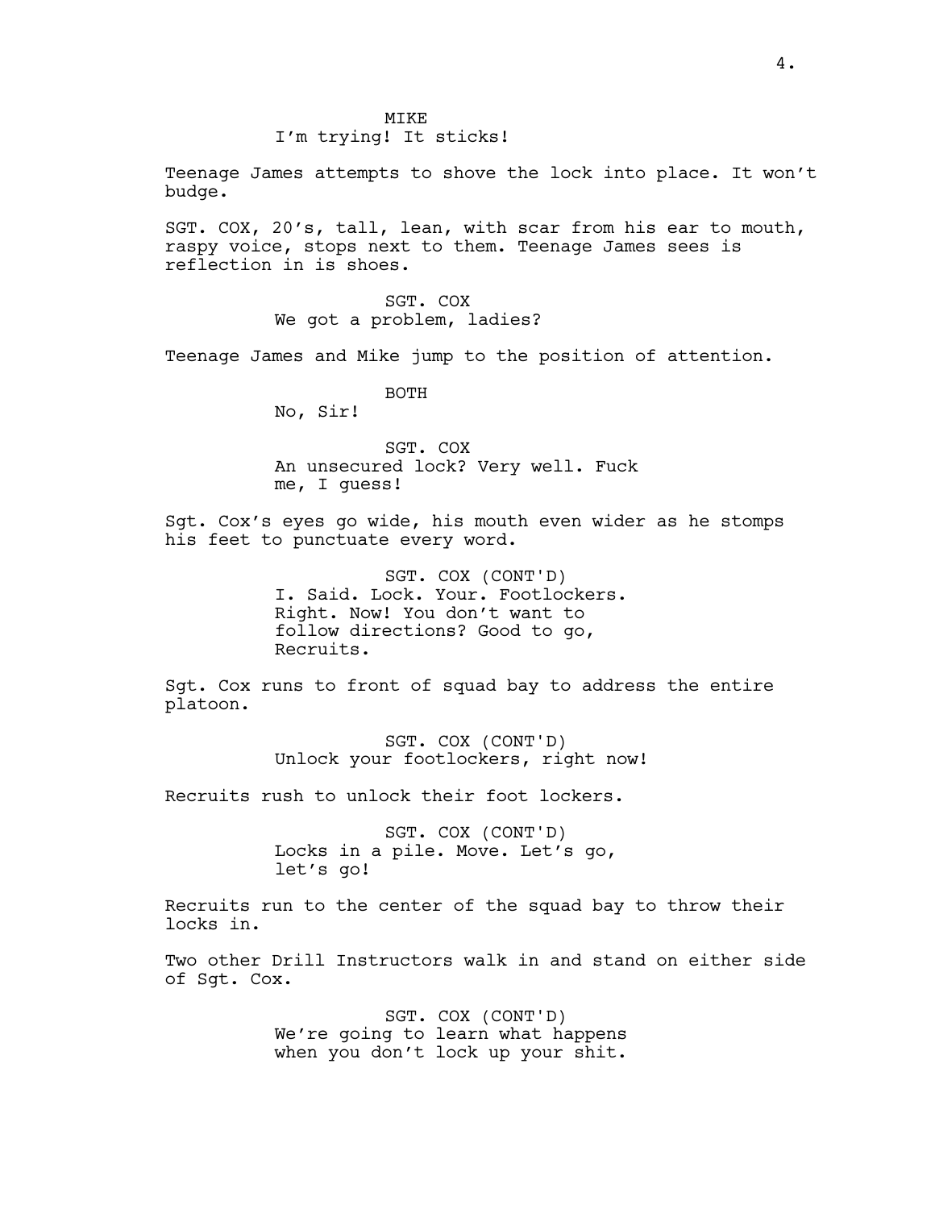MIKE
I'm trying! It sticks!

Teenage James attempts to shove the lock into place. It won't budge.

SGT. COX, 20's, tall, lean, with scar from his ear to mouth, raspy voice, stops next to them. Teenage James sees is reflection in is shoes.

SGT. COX
We got a problem, ladies?

Teenage James and Mike jump to the position of attention.

BOTH
No, Sir!

SGT. COX
An unsecured lock? Very well. Fuck me, I guess!

Sgt. Cox's eyes go wide, his mouth even wider as he stomps his feet to punctuate every word.

SGT. COX (CONT'D)
I. Said. Lock. Your. Footlockers. Right. Now! You don't want to follow directions? Good to go, Recruits.

Sgt. Cox runs to front of squad bay to address the entire platoon.

SGT. COX (CONT'D)
Unlock your footlockers, right now!

Recruits rush to unlock their foot lockers.

SGT. COX (CONT'D)
Locks in a pile. Move. Let's go, let's go!

Recruits run to the center of the squad bay to throw their locks in.

Two other Drill Instructors walk in and stand on either side of Sgt. Cox.

SGT. COX (CONT'D)
We're going to learn what happens when you don't lock up your shit.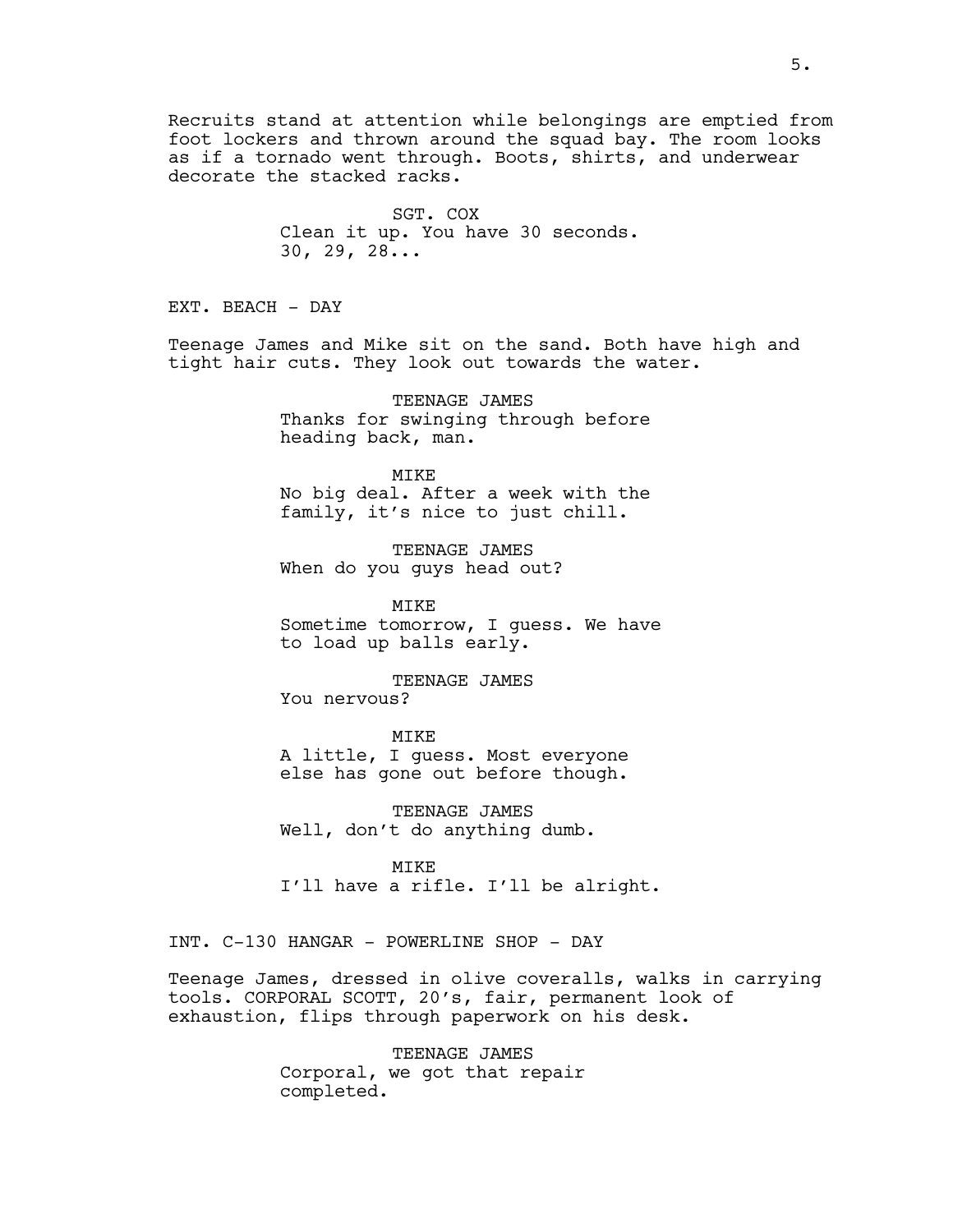Recruits stand at attention while belongings are emptied from foot lockers and thrown around the squad bay. The room looks as if a tornado went through. Boots, shirts, and underwear decorate the stacked racks.

SGT. COX
Clean it up. You have 30 seconds. 30, 29, 28...

EXT. BEACH - DAY

Teenage James and Mike sit on the sand. Both have high and tight hair cuts. They look out towards the water.

TEENAGE JAMES
Thanks for swinging through before heading back, man.

MIKE
No big deal. After a week with the family, it's nice to just chill.

TEENAGE JAMES
When do you guys head out?

MIKE
Sometime tomorrow, I guess. We have to load up balls early.

TEENAGE JAMES
You nervous?

MIKE
A little, I guess. Most everyone else has gone out before though.

TEENAGE JAMES
Well, don't do anything dumb.

MIKE
I'll have a rifle. I'll be alright.

INT. C-130 HANGAR - POWERLINE SHOP - DAY

Teenage James, dressed in olive coveralls, walks in carrying tools. CORPORAL SCOTT, 20's, fair, permanent look of exhaustion, flips through paperwork on his desk.

TEENAGE JAMES
Corporal, we got that repair completed.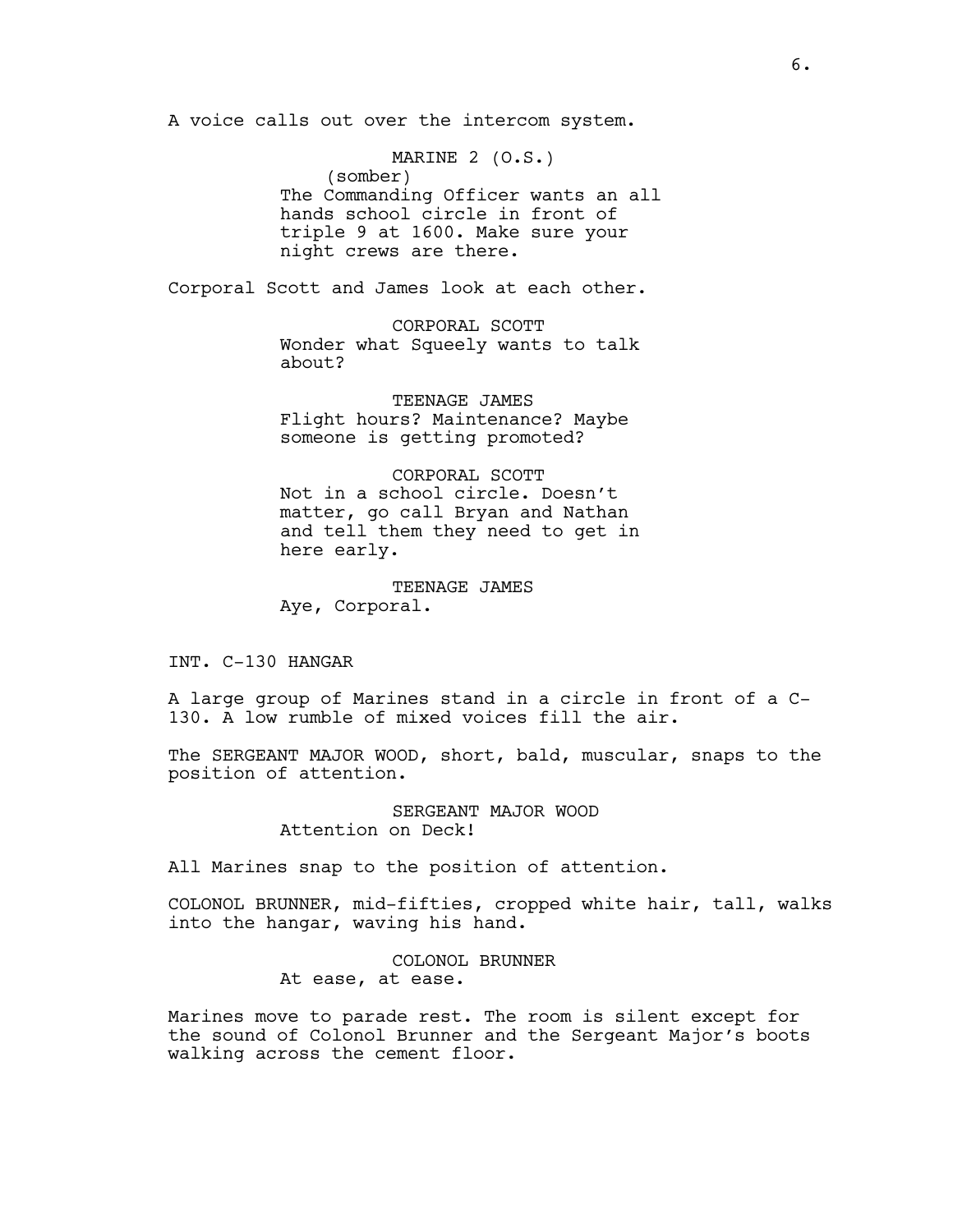A voice calls out over the intercom system.

MARINE 2 (O.S.)
(somber)
The Commanding Officer wants an all hands school circle in front of triple 9 at 1600. Make sure your night crews are there.

Corporal Scott and James look at each other.

CORPORAL SCOTT
Wonder what Squeely wants to talk about?

TEENAGE JAMES
Flight hours? Maintenance? Maybe someone is getting promoted?

CORPORAL SCOTT
Not in a school circle. Doesn't matter, go call Bryan and Nathan and tell them they need to get in here early.

TEENAGE JAMES
Aye, Corporal.

INT. C-130 HANGAR

A large group of Marines stand in a circle in front of a C-130. A low rumble of mixed voices fill the air.

The SERGEANT MAJOR WOOD, short, bald, muscular, snaps to the position of attention.

SERGEANT MAJOR WOOD
Attention on Deck!

All Marines snap to the position of attention.

COLONOL BRUNNER, mid-fifties, cropped white hair, tall, walks into the hangar, waving his hand.

COLONOL BRUNNER
At ease, at ease.

Marines move to parade rest. The room is silent except for the sound of Colonol Brunner and the Sergeant Major's boots walking across the cement floor.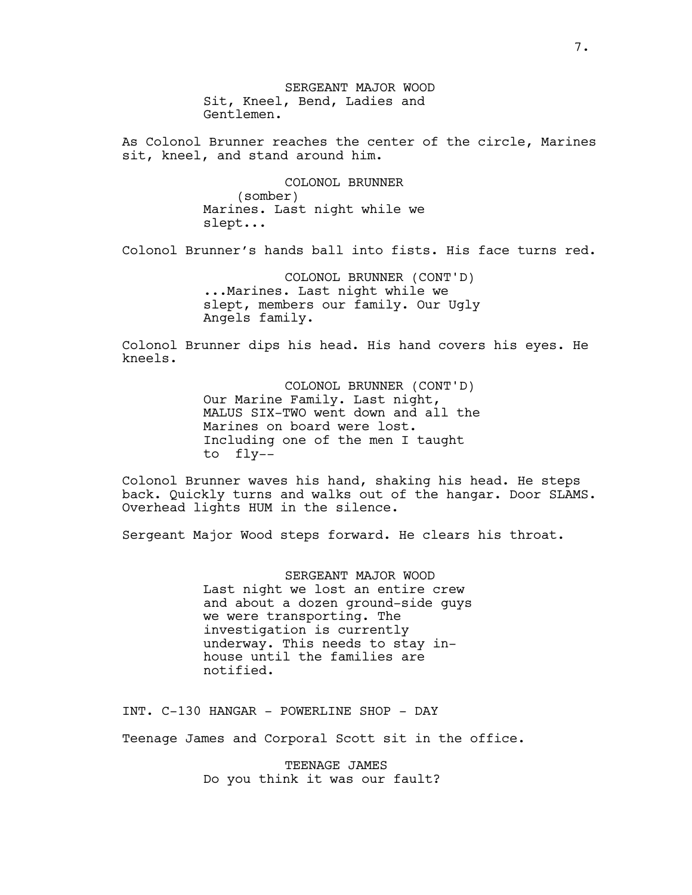SERGEANT MAJOR WOOD
Sit, Kneel, Bend, Ladies and Gentlemen.

As Colonol Brunner reaches the center of the circle, Marines sit, kneel, and stand around him.

COLONOL BRUNNER
(somber)
Marines. Last night while we slept...

Colonol Brunner's hands ball into fists. His face turns red.

COLONOL BRUNNER (CONT'D)
...Marines. Last night while we slept, members our family. Our Ugly Angels family.

Colonol Brunner dips his head. His hand covers his eyes. He kneels.

COLONOL BRUNNER (CONT'D)
Our Marine Family. Last night, MALUS SIX-TWO went down and all the Marines on board were lost. Including one of the men I taught to fly--

Colonol Brunner waves his hand, shaking his head. He steps back. Quickly turns and walks out of the hangar. Door SLAMS. Overhead lights HUM in the silence.

Sergeant Major Wood steps forward. He clears his throat.

SERGEANT MAJOR WOOD
Last night we lost an entire crew and about a dozen ground-side guys we were transporting. The investigation is currently underway. This needs to stay in-house until the families are notified.

INT. C-130 HANGAR - POWERLINE SHOP - DAY

Teenage James and Corporal Scott sit in the office.

TEENAGE JAMES
Do you think it was our fault?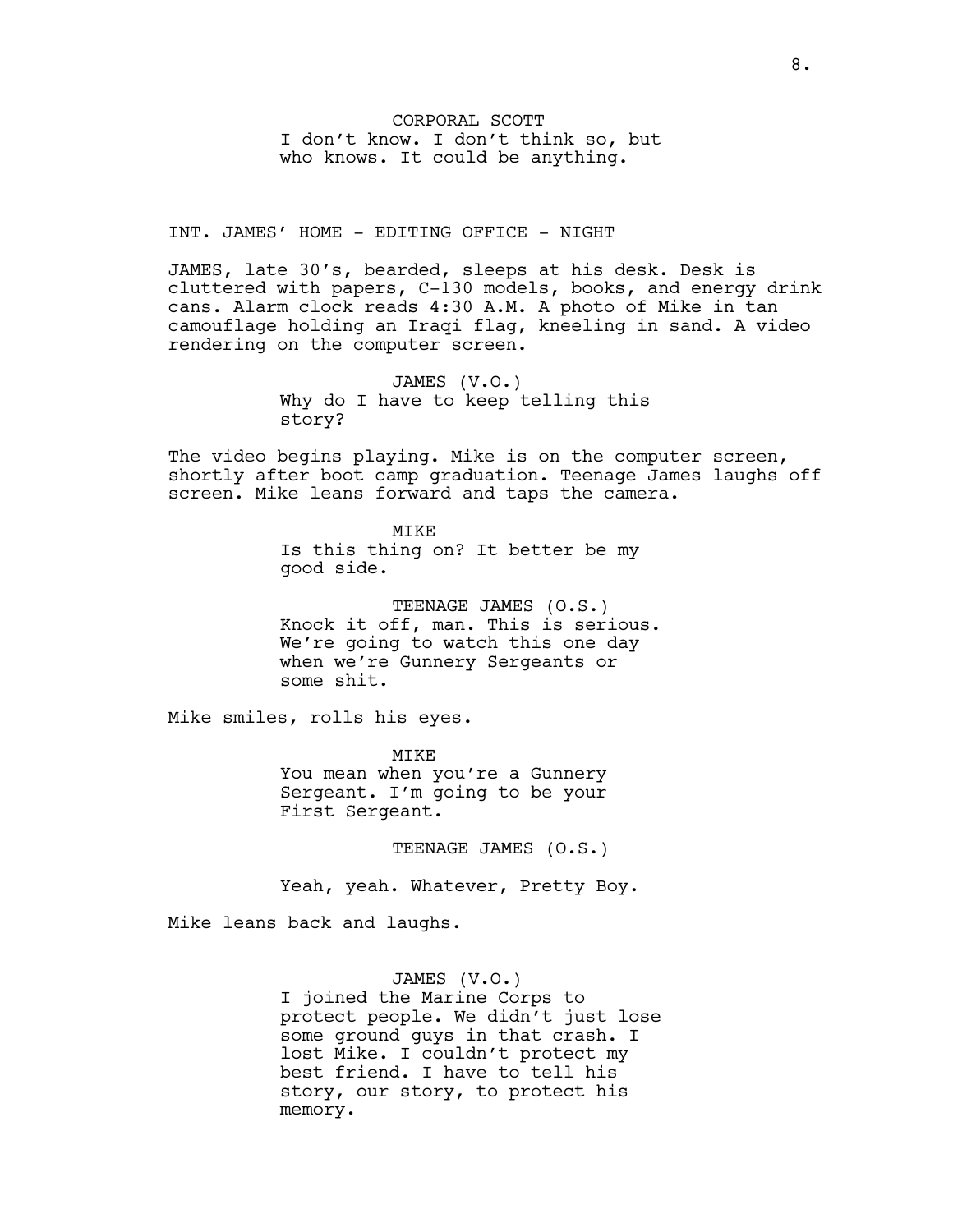CORPORAL SCOTT
I don't know. I don't think so, but who knows. It could be anything.

INT. JAMES' HOME - EDITING OFFICE - NIGHT

JAMES, late 30's, bearded, sleeps at his desk. Desk is cluttered with papers, C-130 models, books, and energy drink cans. Alarm clock reads 4:30 A.M. A photo of Mike in tan camouflage holding an Iraqi flag, kneeling in sand. A video rendering on the computer screen.

JAMES (V.O.)
Why do I have to keep telling this story?

The video begins playing. Mike is on the computer screen, shortly after boot camp graduation. Teenage James laughs off screen. Mike leans forward and taps the camera.

MIKE
Is this thing on? It better be my good side.

TEENAGE JAMES (O.S.)
Knock it off, man. This is serious. We're going to watch this one day when we're Gunnery Sergeants or some shit.

Mike smiles, rolls his eyes.

MIKE
You mean when you're a Gunnery Sergeant. I'm going to be your First Sergeant.

TEENAGE JAMES (O.S.)

Yeah, yeah. Whatever, Pretty Boy.

Mike leans back and laughs.

JAMES (V.O.)
I joined the Marine Corps to protect people. We didn't just lose some ground guys in that crash. I lost Mike. I couldn't protect my best friend. I have to tell his story, our story, to protect his memory.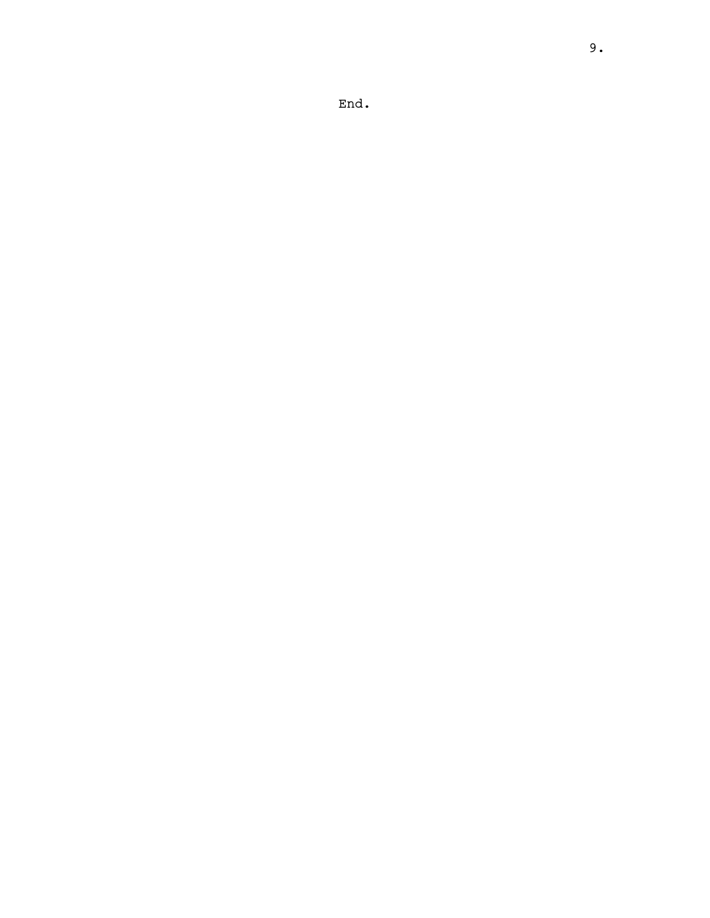End.